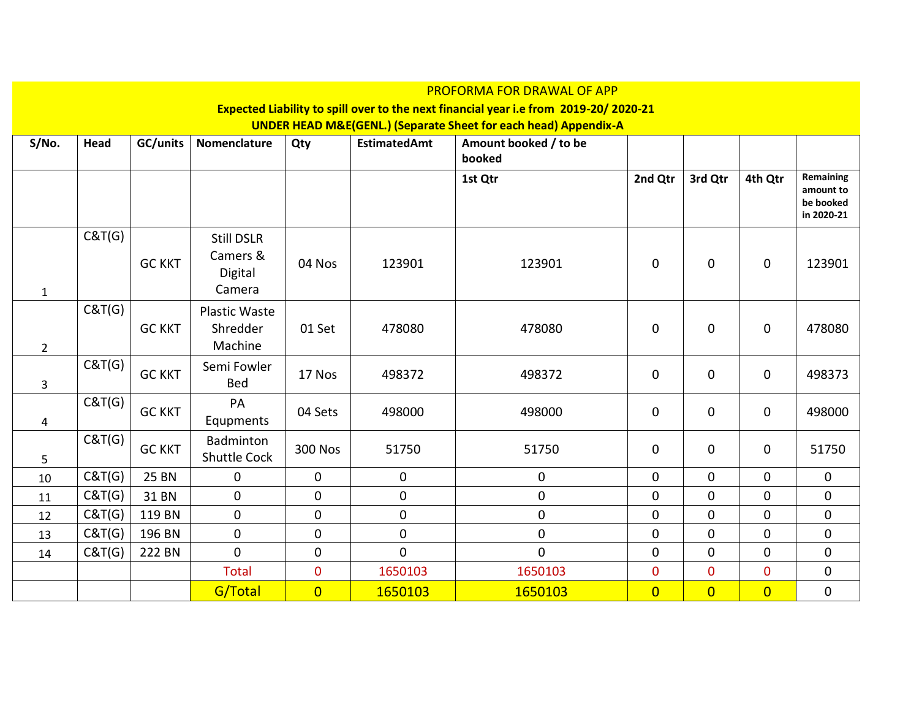PROFORMA FOR DRAWAL OF APP

**Expected Liability to spill over to the next financial year i.e from 2019-20/ 2020-21**

**UNDER HEAD M&E(GENL.) (Separate Sheet for each head) Appendix-A**

| S/No. | Head | GC/units | Nomenclature | Qty | EstimatedAmt | Amount booked / to be booked | | | | |
|---|---|---|---|---|---|---|---|---|---|---|
| | | | | | | 1st Qtr | 2nd Qtr | 3rd Qtr | 4th Qtr | Remaining amount to be booked in 2020-21 |
| 1 | C&T(G) | GC KKT | Still DSLR Camers & Digital Camera | 04 Nos | 123901 | 123901 | 0 | 0 | 0 | 123901 |
| 2 | C&T(G) | GC KKT | Plastic Waste Shredder Machine | 01 Set | 478080 | 478080 | 0 | 0 | 0 | 478080 |
| 3 | C&T(G) | GC KKT | Semi Fowler Bed | 17 Nos | 498372 | 498372 | 0 | 0 | 0 | 498373 |
| 4 | C&T(G) | GC KKT | PA Equpments | 04 Sets | 498000 | 498000 | 0 | 0 | 0 | 498000 |
| 5 | C&T(G) | GC KKT | Badminton Shuttle Cock | 300 Nos | 51750 | 51750 | 0 | 0 | 0 | 51750 |
| 10 | C&T(G) | 25 BN | 0 | 0 | 0 | 0 | 0 | 0 | 0 | 0 |
| 11 | C&T(G) | 31 BN | 0 | 0 | 0 | 0 | 0 | 0 | 0 | 0 |
| 12 | C&T(G) | 119 BN | 0 | 0 | 0 | 0 | 0 | 0 | 0 | 0 |
| 13 | C&T(G) | 196 BN | 0 | 0 | 0 | 0 | 0 | 0 | 0 | 0 |
| 14 | C&T(G) | 222 BN | 0 | 0 | 0 | 0 | 0 | 0 | 0 | 0 |
| | | | Total | 0 | 1650103 | 1650103 | 0 | 0 | 0 | 0 |
| | | | G/Total | 0 | 1650103 | 1650103 | 0 | 0 | 0 | 0 |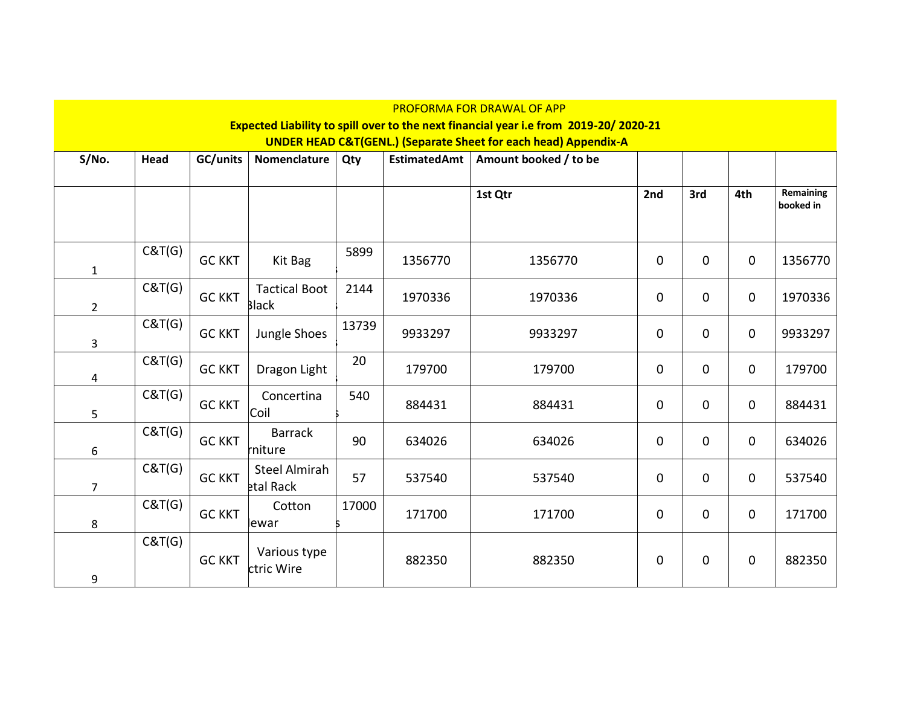PROFORMA FOR DRAWAL OF APP

**Expected Liability to spill over to the next financial year i.e from 2019-20/ 2020-21**

**UNDER HEAD C&T(GENL.) (Separate Sheet for each head) Appendix-A**

| S/No. | Head | GC/units | Nomenclature | Qty | EstimatedAmt | Amount booked / to be | | | | |
|---|---|---|---|---|---|---|---|---|---|---|
| | | | | | | 1st Qtr | 2nd | 3rd | 4th | Remaining booked in |
| 1 | C&T(G) | GC KKT | Kit Bag | 5899 | 1356770 | 1356770 | 0 | 0 | 0 | 1356770 |
| 2 | C&T(G) | GC KKT | Tactical Boot Black | 2144 | 1970336 | 1970336 | 0 | 0 | 0 | 1970336 |
| 3 | C&T(G) | GC KKT | Jungle Shoes | 13739 | 9933297 | 9933297 | 0 | 0 | 0 | 9933297 |
| 4 | C&T(G) | GC KKT | Dragon Light | 20 | 179700 | 179700 | 0 | 0 | 0 | 179700 |
| 5 | C&T(G) | GC KKT | Concertina Coil | 540 | 884431 | 884431 | 0 | 0 | 0 | 884431 |
| 6 | C&T(G) | GC KKT | Barrack rniture | 90 | 634026 | 634026 | 0 | 0 | 0 | 634026 |
| 7 | C&T(G) | GC KKT | Steel Almirah etal Rack | 57 | 537540 | 537540 | 0 | 0 | 0 | 537540 |
| 8 | C&T(G) | GC KKT | Cotton lewar | 17000 | 171700 | 171700 | 0 | 0 | 0 | 171700 |
| 9 | C&T(G) | GC KKT | Various type ctric Wire | | 882350 | 882350 | 0 | 0 | 0 | 882350 |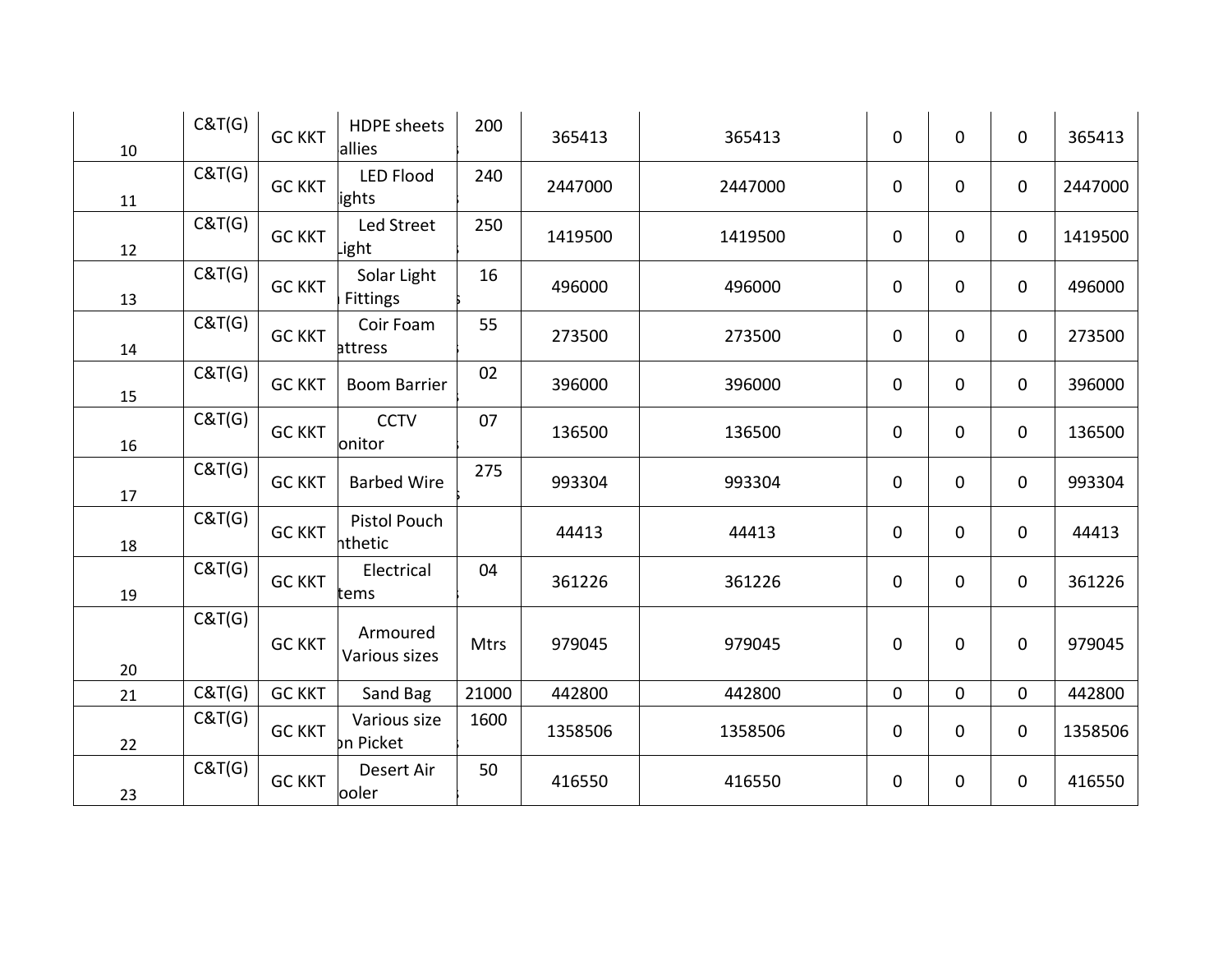| | | | | | | | | | | |
|---|---|---|---|---|---|---|---|---|---|---|
| 10 | C&T(G) | GC KKT | HDPE sheets allies | 200 | 365413 | 365413 | 0 | 0 | 0 | 365413 |
| 11 | C&T(G) | GC KKT | LED Flood ights | 240 | 2447000 | 2447000 | 0 | 0 | 0 | 2447000 |
| 12 | C&T(G) | GC KKT | Led Street Light | 250 | 1419500 | 1419500 | 0 | 0 | 0 | 1419500 |
| 13 | C&T(G) | GC KKT | Solar Light Fittings | 16 | 496000 | 496000 | 0 | 0 | 0 | 496000 |
| 14 | C&T(G) | GC KKT | Coir Foam attress | 55 | 273500 | 273500 | 0 | 0 | 0 | 273500 |
| 15 | C&T(G) | GC KKT | Boom Barrier | 02 | 396000 | 396000 | 0 | 0 | 0 | 396000 |
| 16 | C&T(G) | GC KKT | CCTV onitor | 07 | 136500 | 136500 | 0 | 0 | 0 | 136500 |
| 17 | C&T(G) | GC KKT | Barbed Wire | 275 | 993304 | 993304 | 0 | 0 | 0 | 993304 |
| 18 | C&T(G) | GC KKT | Pistol Pouch nthetic | | 44413 | 44413 | 0 | 0 | 0 | 44413 |
| 19 | C&T(G) | GC KKT | Electrical tems | 04 | 361226 | 361226 | 0 | 0 | 0 | 361226 |
| 20 | C&T(G) | GC KKT | Armoured Various sizes | Mtrs | 979045 | 979045 | 0 | 0 | 0 | 979045 |
| 21 | C&T(G) | GC KKT | Sand Bag | 21000 | 442800 | 442800 | 0 | 0 | 0 | 442800 |
| 22 | C&T(G) | GC KKT | Various size on Picket | 1600 | 1358506 | 1358506 | 0 | 0 | 0 | 1358506 |
| 23 | C&T(G) | GC KKT | Desert Air ooler | 50 | 416550 | 416550 | 0 | 0 | 0 | 416550 |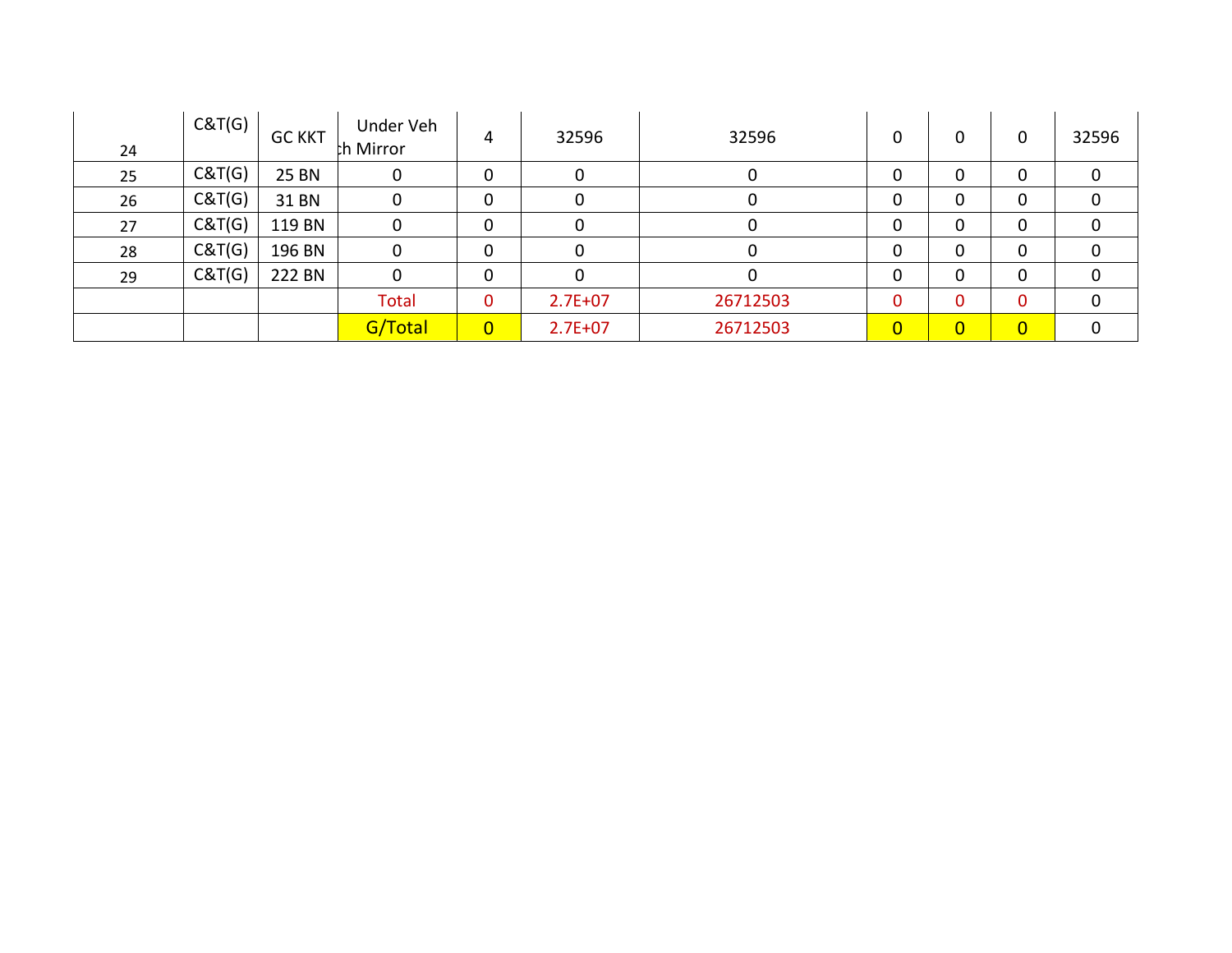| | | | | | | | | | | |
|---|---|---|---|---|---|---|---|---|---|---|
| 24 | C&T(G) | GC KKT | Under Veh ch Mirror | 4 | 32596 | 32596 | 0 | 0 | 0 | 32596 |
| 25 | C&T(G) | 25 BN | 0 | 0 | 0 | 0 | 0 | 0 | 0 | 0 |
| 26 | C&T(G) | 31 BN | 0 | 0 | 0 | 0 | 0 | 0 | 0 | 0 |
| 27 | C&T(G) | 119 BN | 0 | 0 | 0 | 0 | 0 | 0 | 0 | 0 |
| 28 | C&T(G) | 196 BN | 0 | 0 | 0 | 0 | 0 | 0 | 0 | 0 |
| 29 | C&T(G) | 222 BN | 0 | 0 | 0 | 0 | 0 | 0 | 0 | 0 |
| | | | Total | 0 | 2.7E+07 | 26712503 | 0 | 0 | 0 | 0 |
| | | | G/Total | 0 | 2.7E+07 | 26712503 | 0 | 0 | 0 | 0 |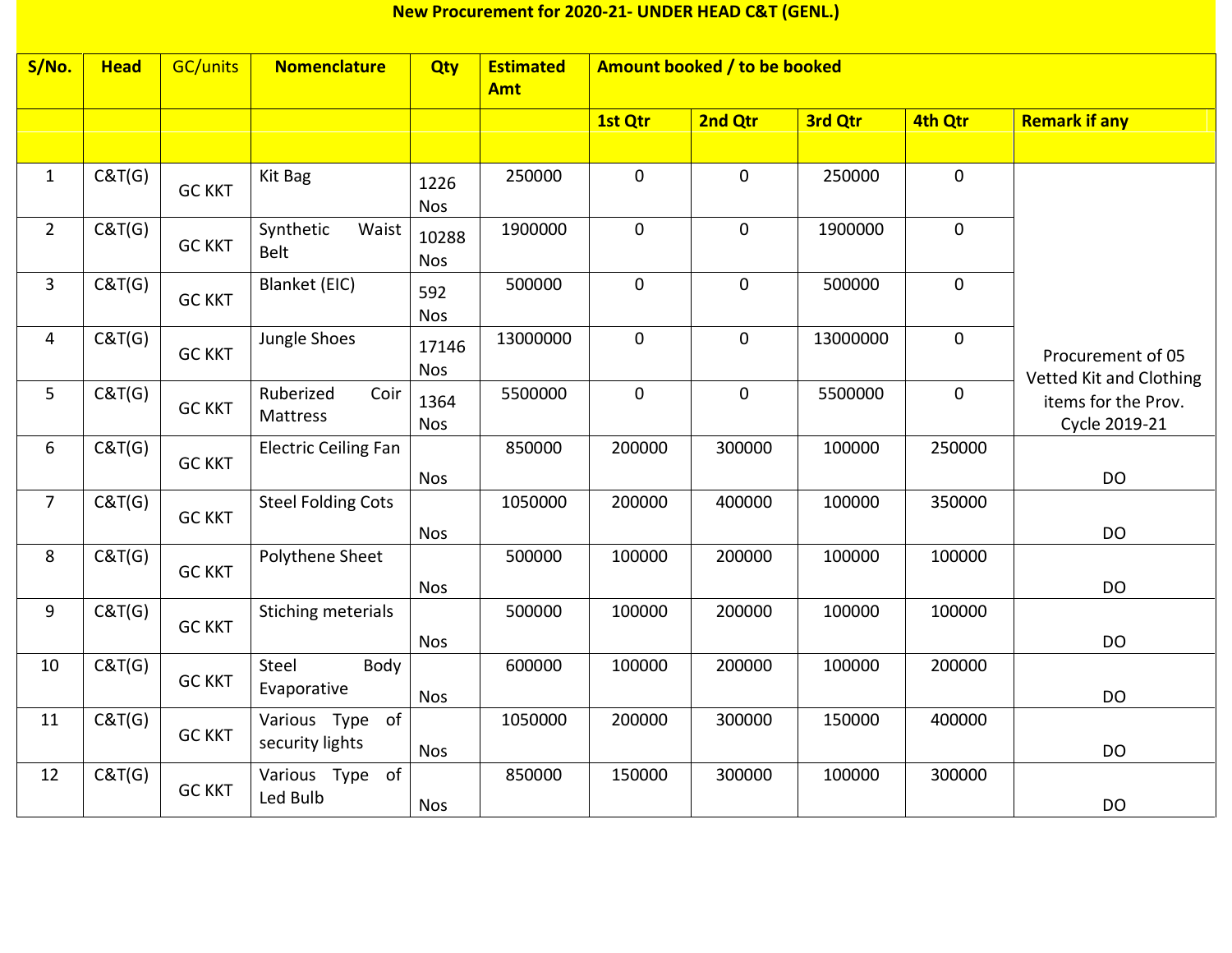**New Procurement for 2020-21- UNDER HEAD C&T (GENL.)**

| S/No. | Head | GC/units | Nomenclature | Qty | Estimated Amt | Amount booked / to be booked | | | | |
|---|---|---|---|---|---|---|---|---|---|---|
| | | | | | | 1st Qtr | 2nd Qtr | 3rd Qtr | 4th Qtr | Remark if any |
| 1 | C&T(G) | GC KKT | Kit Bag | 1226 Nos | 250000 | 0 | 0 | 250000 | 0 | Procurement of 05 Vetted Kit and Clothing items for the Prov. Cycle 2019-21 |
| 2 | C&T(G) | GC KKT | Synthetic Waist Belt | 10288 Nos | 1900000 | 0 | 0 | 1900000 | 0 | |
| 3 | C&T(G) | GC KKT | Blanket (EIC) | 592 Nos | 500000 | 0 | 0 | 500000 | 0 | |
| 4 | C&T(G) | GC KKT | Jungle Shoes | 17146 Nos | 13000000 | 0 | 0 | 13000000 | 0 | |
| 5 | C&T(G) | GC KKT | Ruberized Coir Mattress | 1364 Nos | 5500000 | 0 | 0 | 5500000 | 0 | |
| 6 | C&T(G) | GC KKT | Electric Ceiling Fan | Nos | 850000 | 200000 | 300000 | 100000 | 250000 | DO |
| 7 | C&T(G) | GC KKT | Steel Folding Cots | Nos | 1050000 | 200000 | 400000 | 100000 | 350000 | DO |
| 8 | C&T(G) | GC KKT | Polythene Sheet | Nos | 500000 | 100000 | 200000 | 100000 | 100000 | DO |
| 9 | C&T(G) | GC KKT | Stiching meterials | Nos | 500000 | 100000 | 200000 | 100000 | 100000 | DO |
| 10 | C&T(G) | GC KKT | Steel Body Evaporative | Nos | 600000 | 100000 | 200000 | 100000 | 200000 | DO |
| 11 | C&T(G) | GC KKT | Various Type of security lights | Nos | 1050000 | 200000 | 300000 | 150000 | 400000 | DO |
| 12 | C&T(G) | GC KKT | Various Type of Led Bulb | Nos | 850000 | 150000 | 300000 | 100000 | 300000 | DO |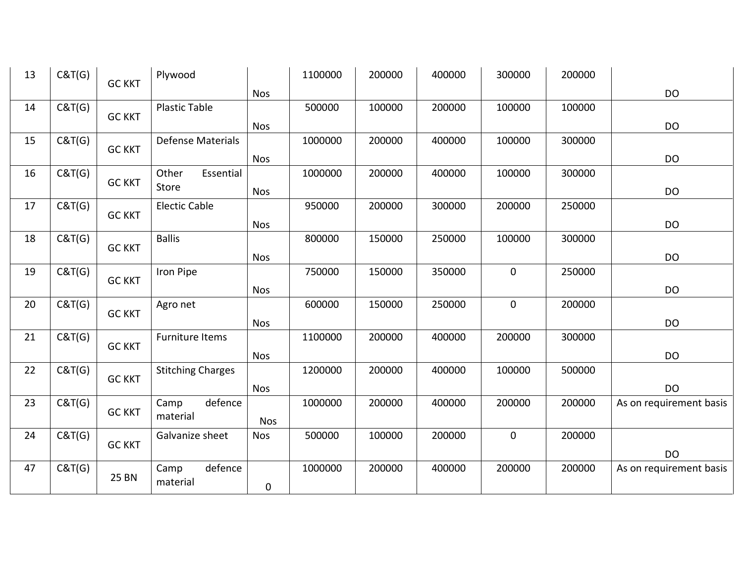| 13 | C&T(G) | GC KKT | Plywood | Nos | 1100000 | 200000 | 400000 | 300000 | 200000 | DO |
|---|---|---|---|---|---|---|---|---|---|---|
| 14 | C&T(G) | GC KKT | Plastic Table | Nos | 500000 | 100000 | 200000 | 100000 | 100000 | DO |
| 15 | C&T(G) | GC KKT | Defense Materials | Nos | 1000000 | 200000 | 400000 | 100000 | 300000 | DO |
| 16 | C&T(G) | GC KKT | Other Essential Store | Nos | 1000000 | 200000 | 400000 | 100000 | 300000 | DO |
| 17 | C&T(G) | GC KKT | Electic Cable | Nos | 950000 | 200000 | 300000 | 200000 | 250000 | DO |
| 18 | C&T(G) | GC KKT | Ballis | Nos | 800000 | 150000 | 250000 | 100000 | 300000 | DO |
| 19 | C&T(G) | GC KKT | Iron Pipe | Nos | 750000 | 150000 | 350000 | 0 | 250000 | DO |
| 20 | C&T(G) | GC KKT | Agro net | Nos | 600000 | 150000 | 250000 | 0 | 200000 | DO |
| 21 | C&T(G) | GC KKT | Furniture Items | Nos | 1100000 | 200000 | 400000 | 200000 | 300000 | DO |
| 22 | C&T(G) | GC KKT | Stitching Charges | Nos | 1200000 | 200000 | 400000 | 100000 | 500000 | DO |
| 23 | C&T(G) | GC KKT | Camp defence material | Nos | 1000000 | 200000 | 400000 | 200000 | 200000 | As on requirement basis |
| 24 | C&T(G) | GC KKT | Galvanize sheet | Nos | 500000 | 100000 | 200000 | 0 | 200000 | DO |
| 47 | C&T(G) | 25 BN | Camp defence material | 0 | 1000000 | 200000 | 400000 | 200000 | 200000 | As on requirement basis |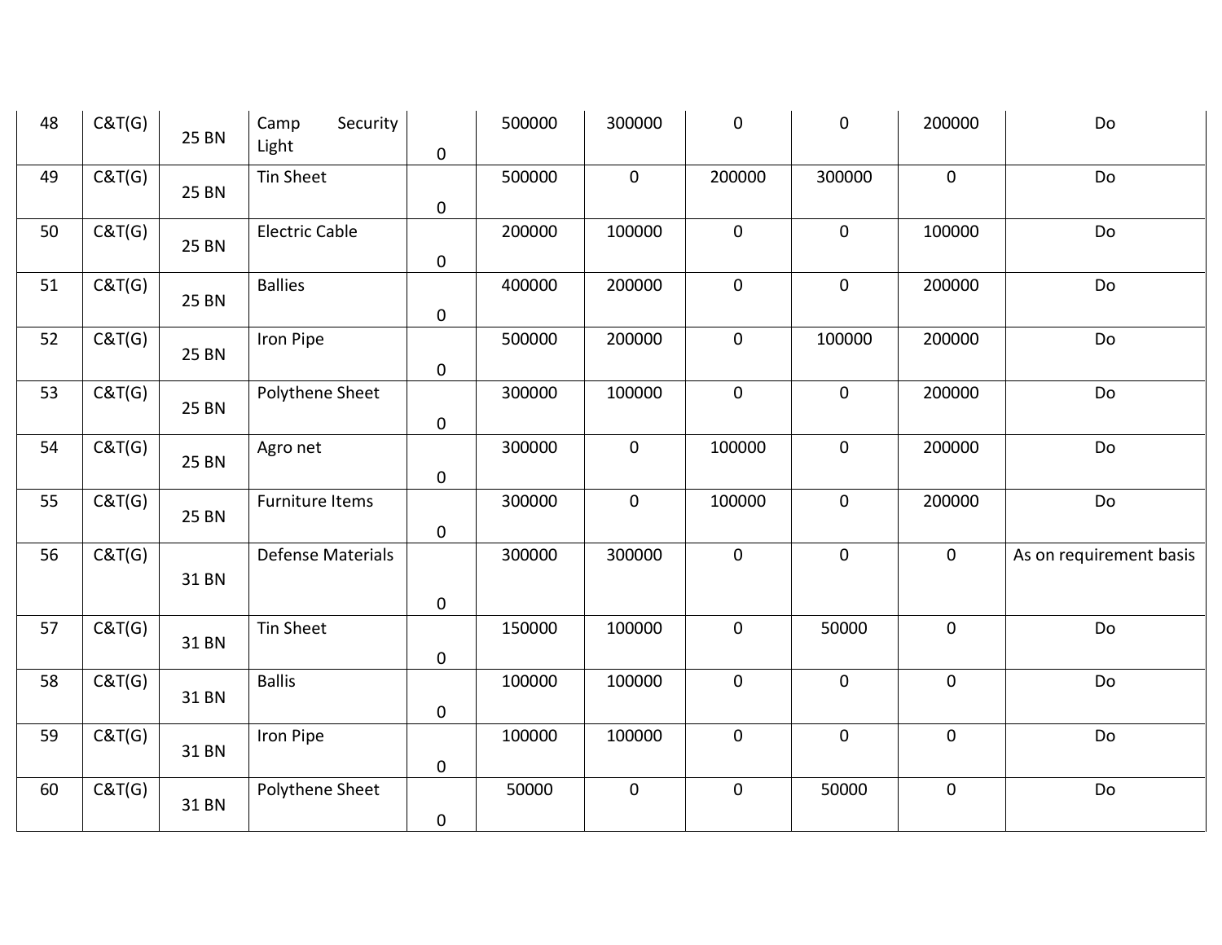| | | | | | | | | | | |
|---|---|---|---|---|---|---|---|---|---|---|
| 48 | C&T(G) | 25 BN | Camp Security Light | 0 | 500000 | 300000 | 0 | 0 | 200000 | Do |
| 49 | C&T(G) | 25 BN | Tin Sheet | 0 | 500000 | 0 | 200000 | 300000 | 0 | Do |
| 50 | C&T(G) | 25 BN | Electric Cable | 0 | 200000 | 100000 | 0 | 0 | 100000 | Do |
| 51 | C&T(G) | 25 BN | Ballies | 0 | 400000 | 200000 | 0 | 0 | 200000 | Do |
| 52 | C&T(G) | 25 BN | Iron Pipe | 0 | 500000 | 200000 | 0 | 100000 | 200000 | Do |
| 53 | C&T(G) | 25 BN | Polythene Sheet | 0 | 300000 | 100000 | 0 | 0 | 200000 | Do |
| 54 | C&T(G) | 25 BN | Agro net | 0 | 300000 | 0 | 100000 | 0 | 200000 | Do |
| 55 | C&T(G) | 25 BN | Furniture Items | 0 | 300000 | 0 | 100000 | 0 | 200000 | Do |
| 56 | C&T(G) | 31 BN | Defense Materials | 0 | 300000 | 300000 | 0 | 0 | 0 | As on requirement basis |
| 57 | C&T(G) | 31 BN | Tin Sheet | 0 | 150000 | 100000 | 0 | 50000 | 0 | Do |
| 58 | C&T(G) | 31 BN | Ballis | 0 | 100000 | 100000 | 0 | 0 | 0 | Do |
| 59 | C&T(G) | 31 BN | Iron Pipe | 0 | 100000 | 100000 | 0 | 0 | 0 | Do |
| 60 | C&T(G) | 31 BN | Polythene Sheet | 0 | 50000 | 0 | 0 | 50000 | 0 | Do |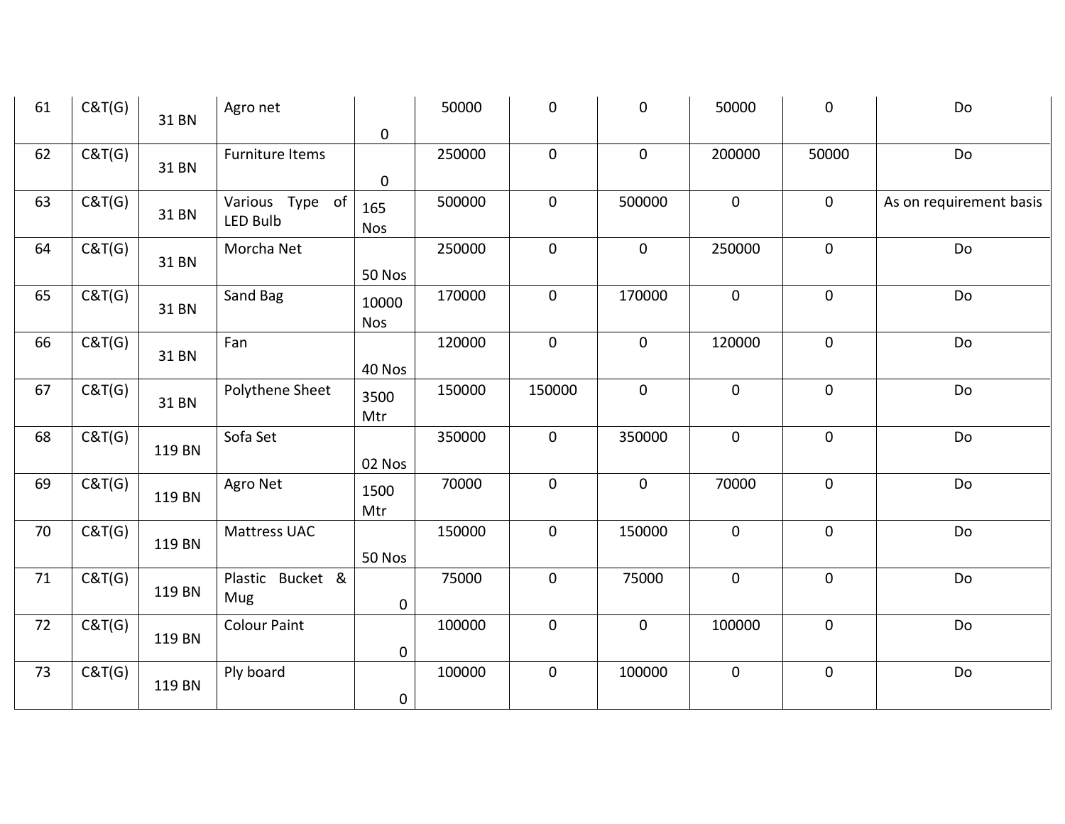| | | | | | | | | | | |
|---|---|---|---|---|---|---|---|---|---|---|
| 61 | C&T(G) | 31 BN | Agro net | 0 | 50000 | 0 | 0 | 50000 | 0 | Do |
| 62 | C&T(G) | 31 BN | Furniture Items | 0 | 250000 | 0 | 0 | 200000 | 50000 | Do |
| 63 | C&T(G) | 31 BN | Various Type of LED Bulb | 165 Nos | 500000 | 0 | 500000 | 0 | 0 | As on requirement basis |
| 64 | C&T(G) | 31 BN | Morcha Net | 50 Nos | 250000 | 0 | 0 | 250000 | 0 | Do |
| 65 | C&T(G) | 31 BN | Sand Bag | 10000 Nos | 170000 | 0 | 170000 | 0 | 0 | Do |
| 66 | C&T(G) | 31 BN | Fan | 40 Nos | 120000 | 0 | 0 | 120000 | 0 | Do |
| 67 | C&T(G) | 31 BN | Polythene Sheet | 3500 Mtr | 150000 | 150000 | 0 | 0 | 0 | Do |
| 68 | C&T(G) | 119 BN | Sofa Set | 02 Nos | 350000 | 0 | 350000 | 0 | 0 | Do |
| 69 | C&T(G) | 119 BN | Agro Net | 1500 Mtr | 70000 | 0 | 0 | 70000 | 0 | Do |
| 70 | C&T(G) | 119 BN | Mattress UAC | 50 Nos | 150000 | 0 | 150000 | 0 | 0 | Do |
| 71 | C&T(G) | 119 BN | Plastic Bucket & Mug | 0 | 75000 | 0 | 75000 | 0 | 0 | Do |
| 72 | C&T(G) | 119 BN | Colour Paint | 0 | 100000 | 0 | 0 | 100000 | 0 | Do |
| 73 | C&T(G) | 119 BN | Ply board | 0 | 100000 | 0 | 100000 | 0 | 0 | Do |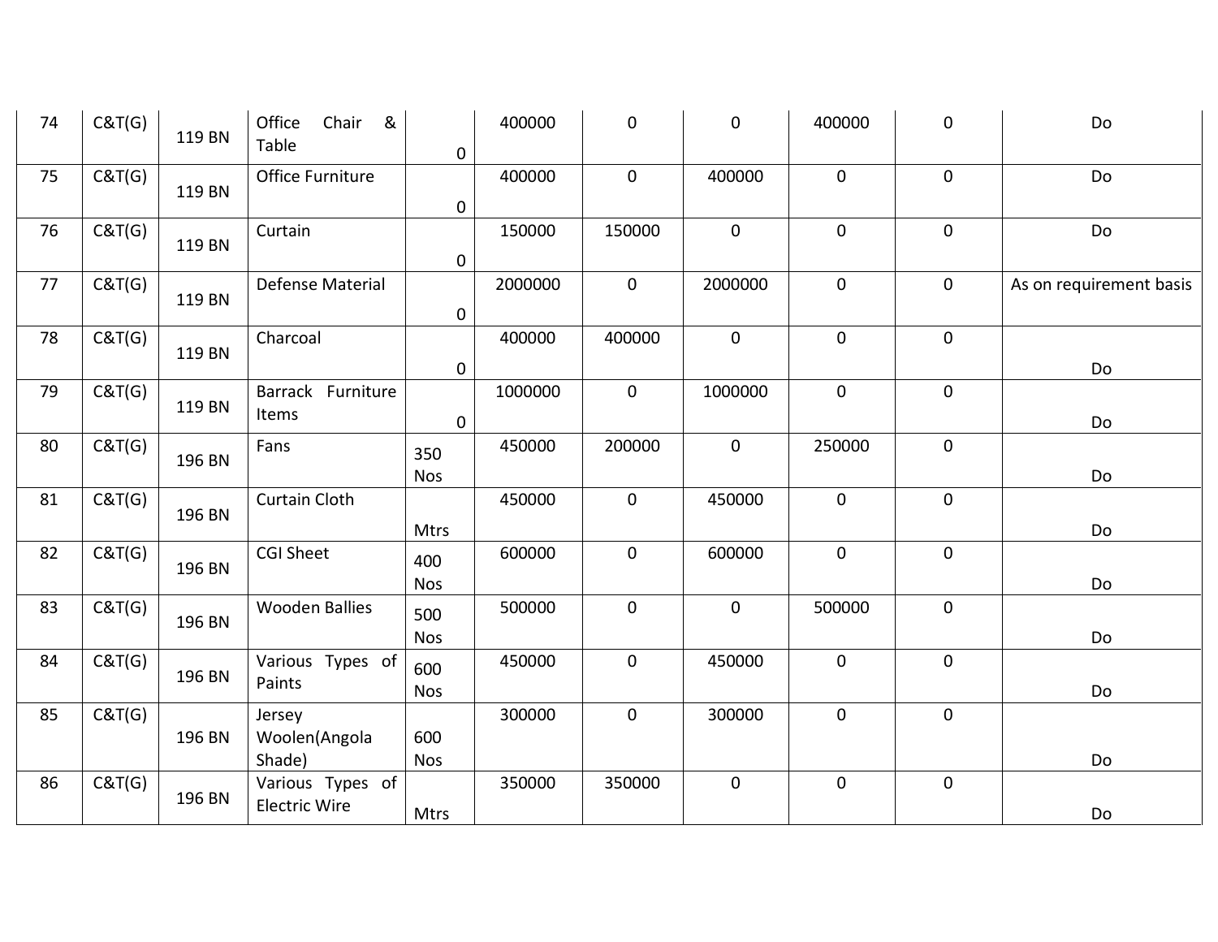| 74 | C&T(G) | 119 BN | Office Chair & Table | 0 | 400000 | 0 | 0 | 400000 | 0 | Do |
|---|---|---|---|---|---|---|---|---|---|---|
| 75 | C&T(G) | 119 BN | Office Furniture | 0 | 400000 | 0 | 400000 | 0 | 0 | Do |
| 76 | C&T(G) | 119 BN | Curtain | 0 | 150000 | 150000 | 0 | 0 | 0 | Do |
| 77 | C&T(G) | 119 BN | Defense Material | 0 | 2000000 | 0 | 2000000 | 0 | 0 | As on requirement basis |
| 78 | C&T(G) | 119 BN | Charcoal | 0 | 400000 | 400000 | 0 | 0 | 0 | Do |
| 79 | C&T(G) | 119 BN | Barrack Furniture Items | 0 | 1000000 | 0 | 1000000 | 0 | 0 | Do |
| 80 | C&T(G) | 196 BN | Fans | 350 Nos | 450000 | 200000 | 0 | 250000 | 0 | Do |
| 81 | C&T(G) | 196 BN | Curtain Cloth | Mtrs | 450000 | 0 | 450000 | 0 | 0 | Do |
| 82 | C&T(G) | 196 BN | CGI Sheet | 400 Nos | 600000 | 0 | 600000 | 0 | 0 | Do |
| 83 | C&T(G) | 196 BN | Wooden Ballies | 500 Nos | 500000 | 0 | 0 | 500000 | 0 | Do |
| 84 | C&T(G) | 196 BN | Various Types of Paints | 600 Nos | 450000 | 0 | 450000 | 0 | 0 | Do |
| 85 | C&T(G) | 196 BN | Jersey Woolen(Angola Shade) | 600 Nos | 300000 | 0 | 300000 | 0 | 0 | Do |
| 86 | C&T(G) | 196 BN | Various Types of Electric Wire | Mtrs | 350000 | 350000 | 0 | 0 | 0 | Do |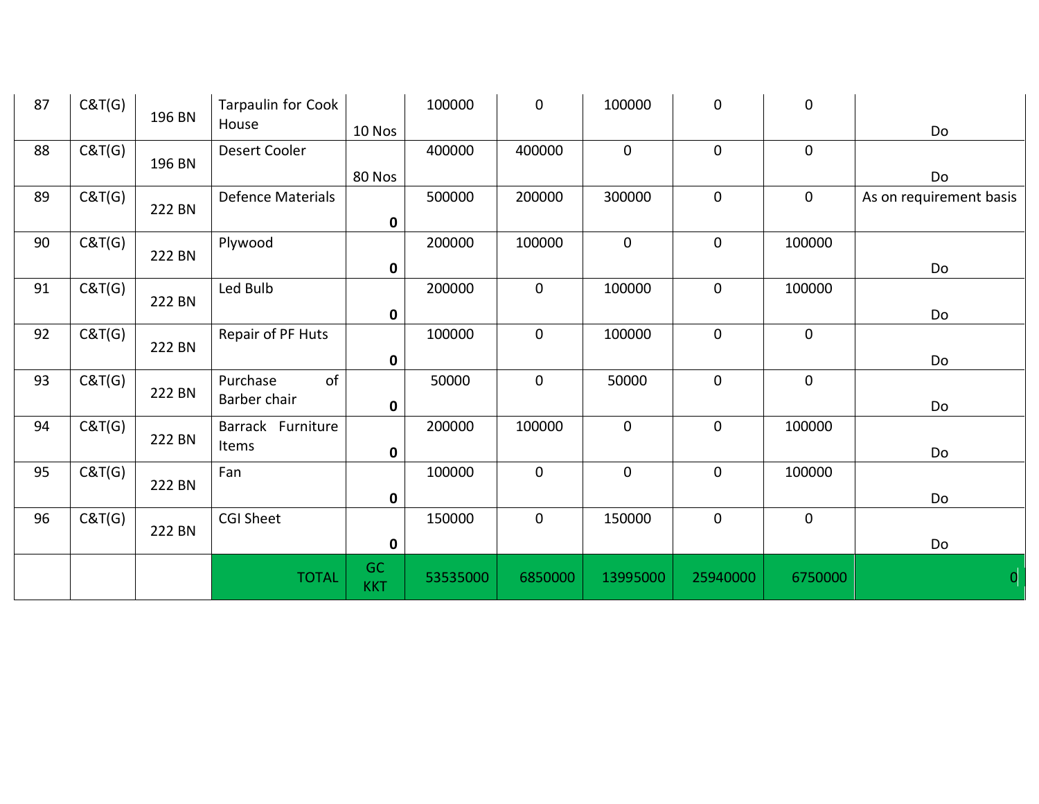| 87 | C&T(G) | 196 BN | Tarpaulin for Cook House | 10 Nos | 100000 | 0 | 100000 | 0 | 0 | Do |
|---|---|---|---|---|---|---|---|---|---|---|
| 88 | C&T(G) | 196 BN | Desert Cooler | 80 Nos | 400000 | 400000 | 0 | 0 | 0 | Do |
| 89 | C&T(G) | 222 BN | Defence Materials | **0** | 500000 | 200000 | 300000 | 0 | 0 | As on requirement basis |
| 90 | C&T(G) | 222 BN | Plywood | **0** | 200000 | 100000 | 0 | 0 | 100000 | Do |
| 91 | C&T(G) | 222 BN | Led Bulb | **0** | 200000 | 0 | 100000 | 0 | 100000 | Do |
| 92 | C&T(G) | 222 BN | Repair of PF Huts | **0** | 100000 | 0 | 100000 | 0 | 0 | Do |
| 93 | C&T(G) | 222 BN | Purchase of Barber chair | **0** | 50000 | 0 | 50000 | 0 | 0 | Do |
| 94 | C&T(G) | 222 BN | Barrack Furniture Items | **0** | 200000 | 100000 | 0 | 0 | 100000 | Do |
| 95 | C&T(G) | 222 BN | Fan | **0** | 100000 | 0 | 0 | 0 | 100000 | Do |
| 96 | C&T(G) | 222 BN | CGI Sheet | **0** | 150000 | 0 | 150000 | 0 | 0 | Do |
| | | | TOTAL | GC KKT | 53535000 | 6850000 | 13995000 | 25940000 | 6750000 | 0 |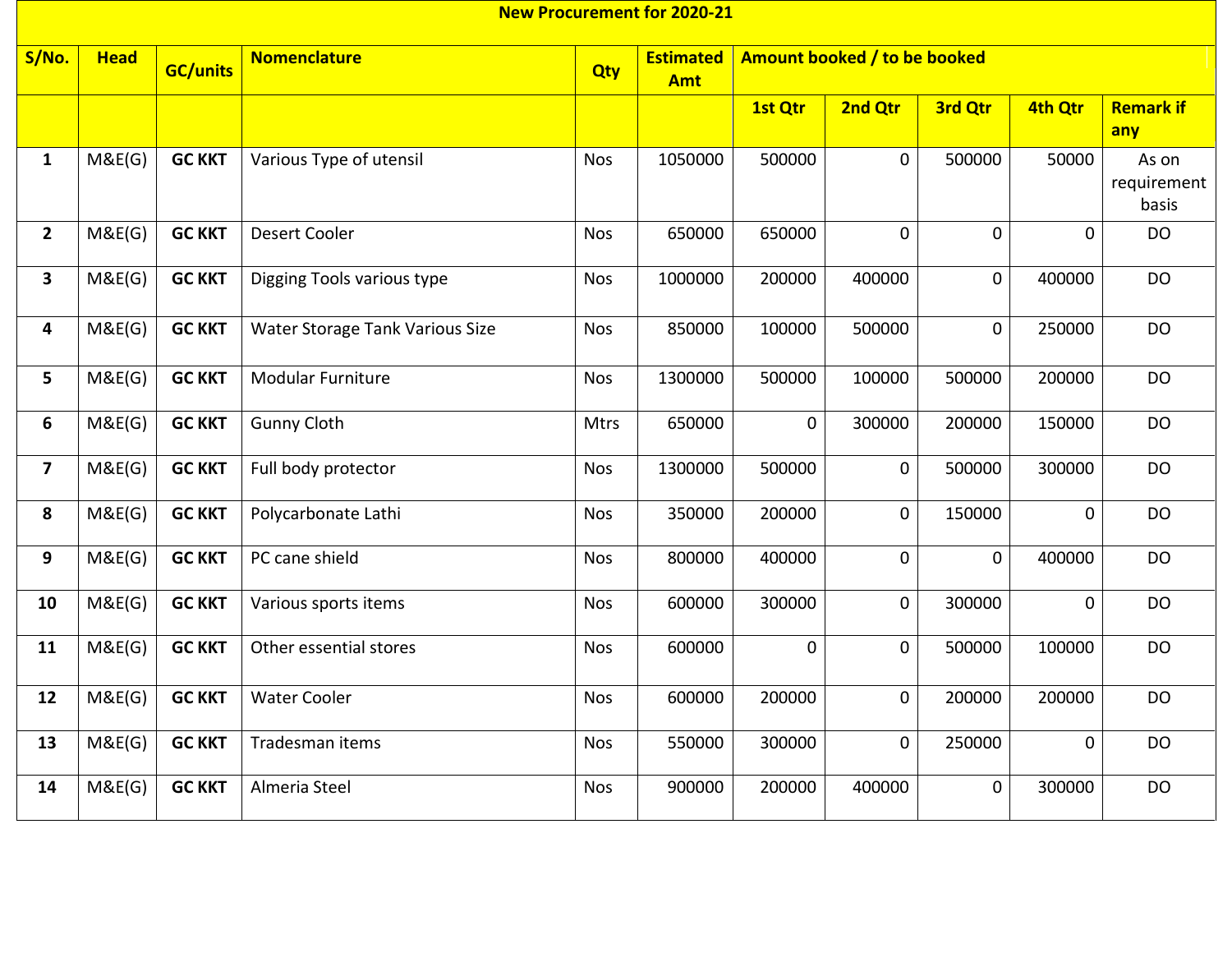| New Procurement for 2020-21 | | | | | | | | | | |
|---|---|---|---|---|---|---|---|---|---|---|
| **S/No.** | **Head** | **GC/units** | **Nomenclature** | **Qty** | **Estimated Amt** | **Amount booked / to be booked** | | | | |
| | | | | | | **1st Qtr** | **2nd Qtr** | **3rd Qtr** | **4th Qtr** | **Remark if any** |
| **1** | M&E(G) | **GC KKT** | Various Type of utensil | Nos | 1050000 | 500000 | 0 | 500000 | 50000 | As on requirement basis |
| **2** | M&E(G) | **GC KKT** | Desert Cooler | Nos | 650000 | 650000 | 0 | 0 | 0 | DO |
| **3** | M&E(G) | **GC KKT** | Digging Tools various type | Nos | 1000000 | 200000 | 400000 | 0 | 400000 | DO |
| **4** | M&E(G) | **GC KKT** | Water Storage Tank Various Size | Nos | 850000 | 100000 | 500000 | 0 | 250000 | DO |
| **5** | M&E(G) | **GC KKT** | Modular Furniture | Nos | 1300000 | 500000 | 100000 | 500000 | 200000 | DO |
| **6** | M&E(G) | **GC KKT** | Gunny Cloth | Mtrs | 650000 | 0 | 300000 | 200000 | 150000 | DO |
| **7** | M&E(G) | **GC KKT** | Full body protector | Nos | 1300000 | 500000 | 0 | 500000 | 300000 | DO |
| **8** | M&E(G) | **GC KKT** | Polycarbonate Lathi | Nos | 350000 | 200000 | 0 | 150000 | 0 | DO |
| **9** | M&E(G) | **GC KKT** | PC cane shield | Nos | 800000 | 400000 | 0 | 0 | 400000 | DO |
| **10** | M&E(G) | **GC KKT** | Various sports items | Nos | 600000 | 300000 | 0 | 300000 | 0 | DO |
| **11** | M&E(G) | **GC KKT** | Other essential stores | Nos | 600000 | 0 | 0 | 500000 | 100000 | DO |
| **12** | M&E(G) | **GC KKT** | Water Cooler | Nos | 600000 | 200000 | 0 | 200000 | 200000 | DO |
| **13** | M&E(G) | **GC KKT** | Tradesman items | Nos | 550000 | 300000 | 0 | 250000 | 0 | DO |
| **14** | M&E(G) | **GC KKT** | Almeria Steel | Nos | 900000 | 200000 | 400000 | 0 | 300000 | DO |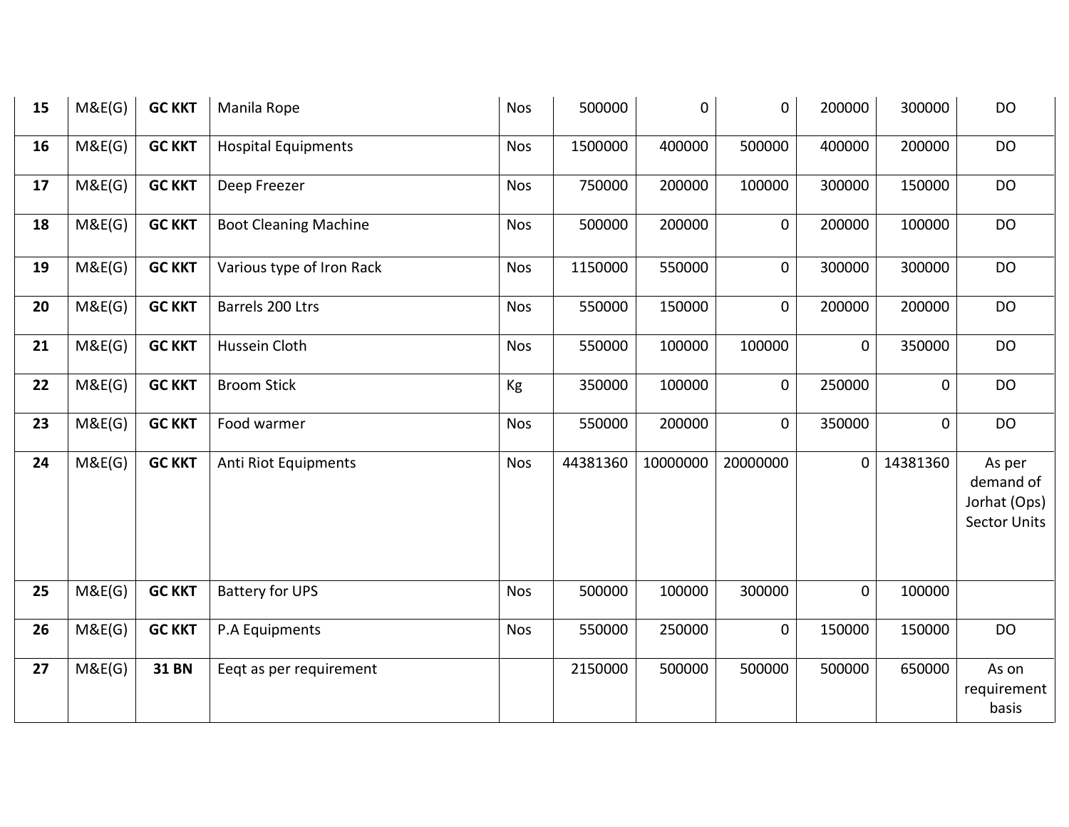| 15 | M&E(G) | **GC KKT** | Manila Rope | Nos | 500000 | 0 | 0 | 200000 | 300000 | DO |
|---|---|---|---|---|---|---|---|---|---|---|
| **16** | M&E(G) | **GC KKT** | Hospital Equipments | Nos | 1500000 | 400000 | 500000 | 400000 | 200000 | DO |
| **17** | M&E(G) | **GC KKT** | Deep Freezer | Nos | 750000 | 200000 | 100000 | 300000 | 150000 | DO |
| **18** | M&E(G) | **GC KKT** | Boot Cleaning Machine | Nos | 500000 | 200000 | 0 | 200000 | 100000 | DO |
| **19** | M&E(G) | **GC KKT** | Various type of Iron Rack | Nos | 1150000 | 550000 | 0 | 300000 | 300000 | DO |
| **20** | M&E(G) | **GC KKT** | Barrels 200 Ltrs | Nos | 550000 | 150000 | 0 | 200000 | 200000 | DO |
| **21** | M&E(G) | **GC KKT** | Hussein Cloth | Nos | 550000 | 100000 | 100000 | 0 | 350000 | DO |
| **22** | M&E(G) | **GC KKT** | Broom Stick | Kg | 350000 | 100000 | 0 | 250000 | 0 | DO |
| **23** | M&E(G) | **GC KKT** | Food warmer | Nos | 550000 | 200000 | 0 | 350000 | 0 | DO |
| **24** | M&E(G) | **GC KKT** | Anti Riot Equipments | Nos | 44381360 | 10000000 | 20000000 | 0 | 14381360 | As per demand of Jorhat (Ops) Sector Units |
| **25** | M&E(G) | **GC KKT** | Battery for UPS | Nos | 500000 | 100000 | 300000 | 0 | 100000 | |
| **26** | M&E(G) | **GC KKT** | P.A Equipments | Nos | 550000 | 250000 | 0 | 150000 | 150000 | DO |
| **27** | M&E(G) | **31 BN** | Eeqt as per requirement | | 2150000 | 500000 | 500000 | 500000 | 650000 | As on requirement basis |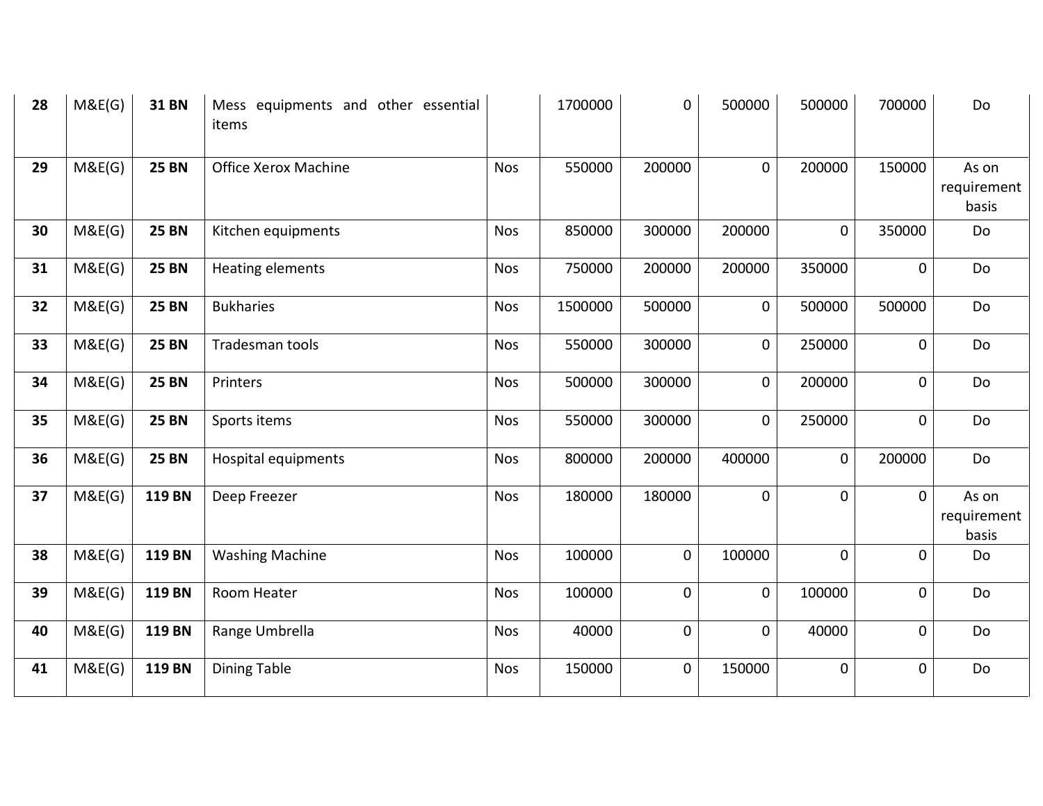| 28 | M&E(G) | **31 BN** | Mess equipments and other essential items | | 1700000 | 0 | 500000 | 500000 | 700000 | Do |
|---|---|---|---|---|---|---|---|---|---|---|
| 29 | M&E(G) | **25 BN** | Office Xerox Machine | Nos | 550000 | 200000 | 0 | 200000 | 150000 | As on requirement basis |
| 30 | M&E(G) | **25 BN** | Kitchen equipments | Nos | 850000 | 300000 | 200000 | 0 | 350000 | Do |
| 31 | M&E(G) | **25 BN** | Heating elements | Nos | 750000 | 200000 | 200000 | 350000 | 0 | Do |
| 32 | M&E(G) | **25 BN** | Bukharies | Nos | 1500000 | 500000 | 0 | 500000 | 500000 | Do |
| 33 | M&E(G) | **25 BN** | Tradesman tools | Nos | 550000 | 300000 | 0 | 250000 | 0 | Do |
| 34 | M&E(G) | **25 BN** | Printers | Nos | 500000 | 300000 | 0 | 200000 | 0 | Do |
| 35 | M&E(G) | **25 BN** | Sports items | Nos | 550000 | 300000 | 0 | 250000 | 0 | Do |
| 36 | M&E(G) | **25 BN** | Hospital equipments | Nos | 800000 | 200000 | 400000 | 0 | 200000 | Do |
| 37 | M&E(G) | **119 BN** | Deep Freezer | Nos | 180000 | 180000 | 0 | 0 | 0 | As on requirement basis |
| 38 | M&E(G) | **119 BN** | Washing Machine | Nos | 100000 | 0 | 100000 | 0 | 0 | Do |
| 39 | M&E(G) | **119 BN** | Room Heater | Nos | 100000 | 0 | 0 | 100000 | 0 | Do |
| 40 | M&E(G) | **119 BN** | Range Umbrella | Nos | 40000 | 0 | 0 | 40000 | 0 | Do |
| 41 | M&E(G) | **119 BN** | Dining Table | Nos | 150000 | 0 | 150000 | 0 | 0 | Do |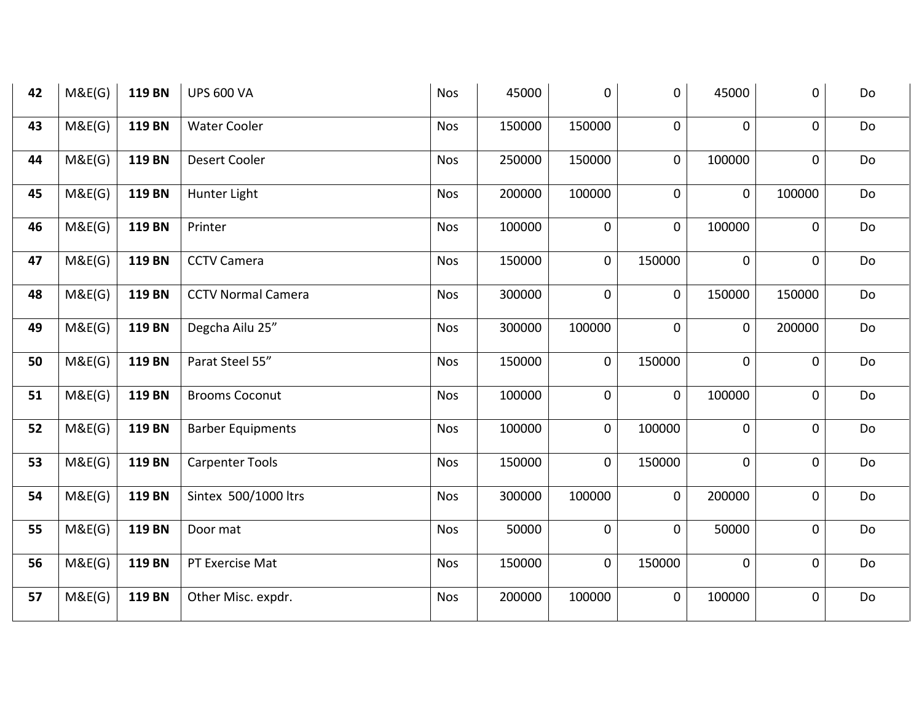| | | | | | | | | | | |
|---|---|---|---|---|---|---|---|---|---|---|
| **42** | M&E(G) | **119 BN** | UPS 600 VA | Nos | 45000 | 0 | 0 | 45000 | 0 | Do |
| **43** | M&E(G) | **119 BN** | Water Cooler | Nos | 150000 | 150000 | 0 | 0 | 0 | Do |
| **44** | M&E(G) | **119 BN** | Desert Cooler | Nos | 250000 | 150000 | 0 | 100000 | 0 | Do |
| **45** | M&E(G) | **119 BN** | Hunter Light | Nos | 200000 | 100000 | 0 | 0 | 100000 | Do |
| **46** | M&E(G) | **119 BN** | Printer | Nos | 100000 | 0 | 0 | 100000 | 0 | Do |
| **47** | M&E(G) | **119 BN** | CCTV Camera | Nos | 150000 | 0 | 150000 | 0 | 0 | Do |
| **48** | M&E(G) | **119 BN** | CCTV Normal Camera | Nos | 300000 | 0 | 0 | 150000 | 150000 | Do |
| **49** | M&E(G) | **119 BN** | Degcha Ailu 25” | Nos | 300000 | 100000 | 0 | 0 | 200000 | Do |
| **50** | M&E(G) | **119 BN** | Parat Steel 55” | Nos | 150000 | 0 | 150000 | 0 | 0 | Do |
| **51** | M&E(G) | **119 BN** | Brooms Coconut | Nos | 100000 | 0 | 0 | 100000 | 0 | Do |
| **52** | M&E(G) | **119 BN** | Barber Equipments | Nos | 100000 | 0 | 100000 | 0 | 0 | Do |
| **53** | M&E(G) | **119 BN** | Carpenter Tools | Nos | 150000 | 0 | 150000 | 0 | 0 | Do |
| **54** | M&E(G) | **119 BN** | Sintex 500/1000 ltrs | Nos | 300000 | 100000 | 0 | 200000 | 0 | Do |
| **55** | M&E(G) | **119 BN** | Door mat | Nos | 50000 | 0 | 0 | 50000 | 0 | Do |
| **56** | M&E(G) | **119 BN** | PT Exercise Mat | Nos | 150000 | 0 | 150000 | 0 | 0 | Do |
| **57** | M&E(G) | **119 BN** | Other Misc. expdr. | Nos | 200000 | 100000 | 0 | 100000 | 0 | Do |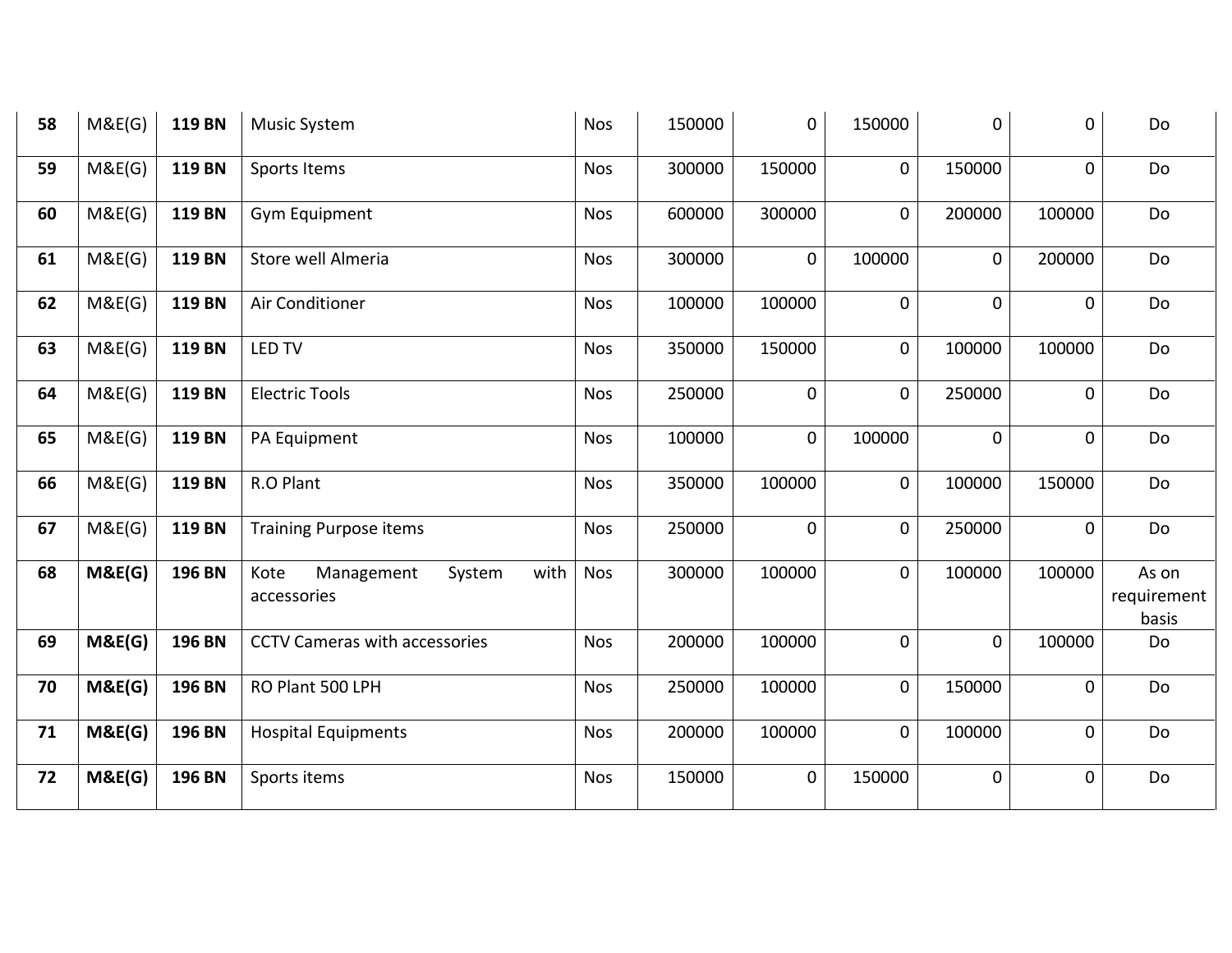| 58 | M&E(G) | **119 BN** | Music System | Nos | 150000 | 0 | 150000 | 0 | 0 | Do |
|---|---|---|---|---|---|---|---|---|---|---|
| **59** | M&E(G) | **119 BN** | Sports Items | Nos | 300000 | 150000 | 0 | 150000 | 0 | Do |
| **60** | M&E(G) | **119 BN** | Gym Equipment | Nos | 600000 | 300000 | 0 | 200000 | 100000 | Do |
| **61** | M&E(G) | **119 BN** | Store well Almeria | Nos | 300000 | 0 | 100000 | 0 | 200000 | Do |
| **62** | M&E(G) | **119 BN** | Air Conditioner | Nos | 100000 | 100000 | 0 | 0 | 0 | Do |
| **63** | M&E(G) | **119 BN** | LED TV | Nos | 350000 | 150000 | 0 | 100000 | 100000 | Do |
| **64** | M&E(G) | **119 BN** | Electric Tools | Nos | 250000 | 0 | 0 | 250000 | 0 | Do |
| **65** | M&E(G) | **119 BN** | PA Equipment | Nos | 100000 | 0 | 100000 | 0 | 0 | Do |
| **66** | M&E(G) | **119 BN** | R.O Plant | Nos | 350000 | 100000 | 0 | 100000 | 150000 | Do |
| **67** | M&E(G) | **119 BN** | Training Purpose items | Nos | 250000 | 0 | 0 | 250000 | 0 | Do |
| **68** | **M&E(G)** | **196 BN** | Kote Management System with accessories | Nos | 300000 | 100000 | 0 | 100000 | 100000 | As on requirement basis |
| **69** | **M&E(G)** | **196 BN** | CCTV Cameras with accessories | Nos | 200000 | 100000 | 0 | 0 | 100000 | Do |
| **70** | **M&E(G)** | **196 BN** | RO Plant 500 LPH | Nos | 250000 | 100000 | 0 | 150000 | 0 | Do |
| **71** | **M&E(G)** | **196 BN** | Hospital Equipments | Nos | 200000 | 100000 | 0 | 100000 | 0 | Do |
| **72** | **M&E(G)** | **196 BN** | Sports items | Nos | 150000 | 0 | 150000 | 0 | 0 | Do |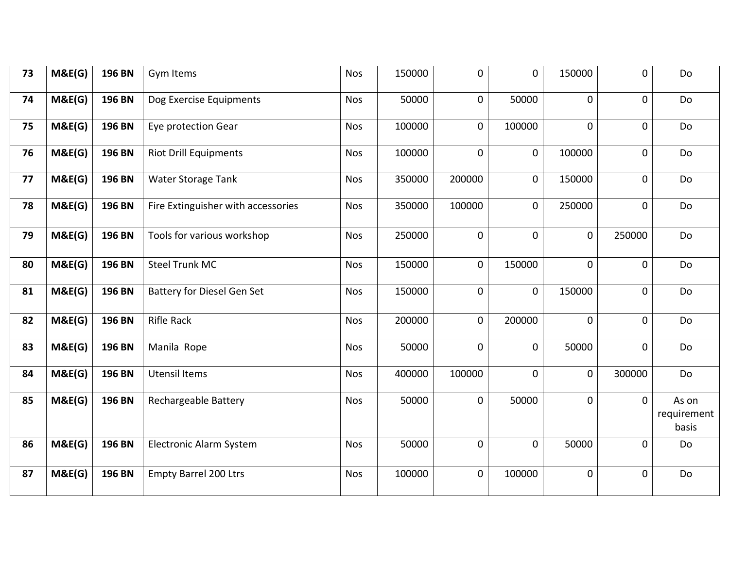| 73 | **M&E(G)** | **196 BN** | Gym Items | Nos | 150000 | 0 | 0 | 150000 | 0 | Do |
|---|---|---|---|---|---|---|---|---|---|---|
| 74 | **M&E(G)** | **196 BN** | Dog Exercise Equipments | Nos | 50000 | 0 | 50000 | 0 | 0 | Do |
| 75 | **M&E(G)** | **196 BN** | Eye protection Gear | Nos | 100000 | 0 | 100000 | 0 | 0 | Do |
| 76 | **M&E(G)** | **196 BN** | Riot Drill Equipments | Nos | 100000 | 0 | 0 | 100000 | 0 | Do |
| 77 | **M&E(G)** | **196 BN** | Water Storage Tank | Nos | 350000 | 200000 | 0 | 150000 | 0 | Do |
| 78 | **M&E(G)** | **196 BN** | Fire Extinguisher with accessories | Nos | 350000 | 100000 | 0 | 250000 | 0 | Do |
| 79 | **M&E(G)** | **196 BN** | Tools for various workshop | Nos | 250000 | 0 | 0 | 0 | 250000 | Do |
| 80 | **M&E(G)** | **196 BN** | Steel Trunk MC | Nos | 150000 | 0 | 150000 | 0 | 0 | Do |
| 81 | **M&E(G)** | **196 BN** | Battery for Diesel Gen Set | Nos | 150000 | 0 | 0 | 150000 | 0 | Do |
| 82 | **M&E(G)** | **196 BN** | Rifle Rack | Nos | 200000 | 0 | 200000 | 0 | 0 | Do |
| 83 | **M&E(G)** | **196 BN** | Manila Rope | Nos | 50000 | 0 | 0 | 50000 | 0 | Do |
| 84 | **M&E(G)** | **196 BN** | Utensil Items | Nos | 400000 | 100000 | 0 | 0 | 300000 | Do |
| 85 | **M&E(G)** | **196 BN** | Rechargeable Battery | Nos | 50000 | 0 | 50000 | 0 | 0 | As on requirement basis |
| 86 | **M&E(G)** | **196 BN** | Electronic Alarm System | Nos | 50000 | 0 | 0 | 50000 | 0 | Do |
| 87 | **M&E(G)** | **196 BN** | Empty Barrel 200 Ltrs | Nos | 100000 | 0 | 100000 | 0 | 0 | Do |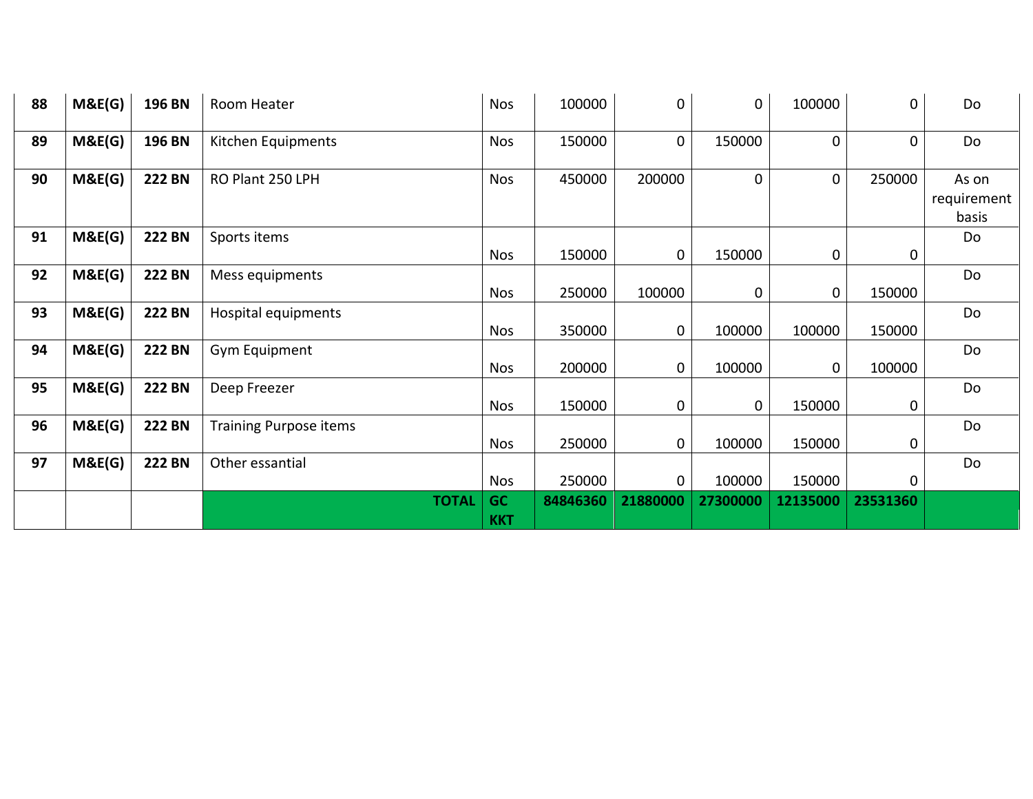| 88 | M&E(G) | 196 BN | Room Heater | Nos | 100000 | 0 | 0 | 100000 | 0 | Do |
|---|---|---|---|---|---|---|---|---|---|---|
| 89 | M&E(G) | 196 BN | Kitchen Equipments | Nos | 150000 | 0 | 150000 | 0 | 0 | Do |
| 90 | M&E(G) | 222 BN | RO Plant 250 LPH | Nos | 450000 | 200000 | 0 | 0 | 250000 | As on requirement basis |
| 91 | M&E(G) | 222 BN | Sports items | Nos | 150000 | 0 | 150000 | 0 | 0 | Do |
| 92 | M&E(G) | 222 BN | Mess equipments | Nos | 250000 | 100000 | 0 | 0 | 150000 | Do |
| 93 | M&E(G) | 222 BN | Hospital equipments | Nos | 350000 | 0 | 100000 | 100000 | 150000 | Do |
| 94 | M&E(G) | 222 BN | Gym Equipment | Nos | 200000 | 0 | 100000 | 0 | 100000 | Do |
| 95 | M&E(G) | 222 BN | Deep Freezer | Nos | 150000 | 0 | 0 | 150000 | 0 | Do |
| 96 | M&E(G) | 222 BN | Training Purpose items | Nos | 250000 | 0 | 100000 | 150000 | 0 | Do |
| 97 | M&E(G) | 222 BN | Other essantial | Nos | 250000 | 0 | 100000 | 150000 | 0 | Do |
| | | | **TOTAL** | **GC KKT** | **84846360** | **21880000** | **27300000** | **12135000** | **23531360** | |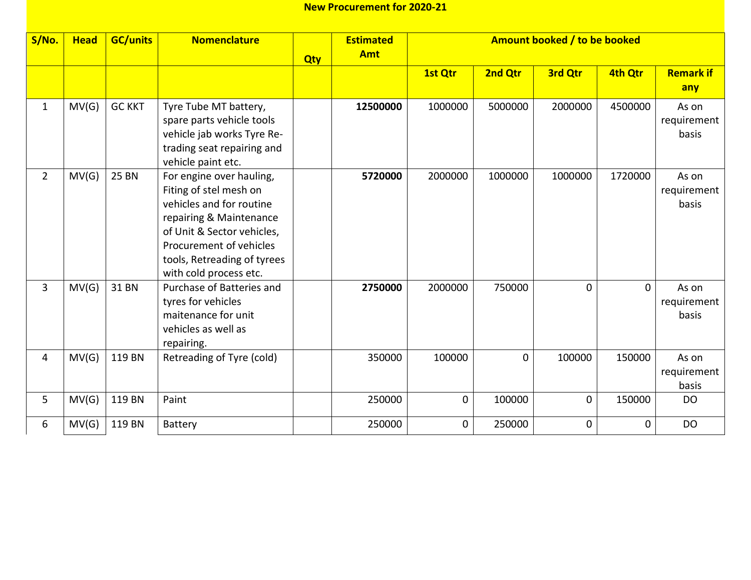**New Procurement for 2020-21**

| S/No. | Head | GC/units | Nomenclature | Qty | Estimated Amt | Amount booked / to be booked | | | | |
|---|---|---|---|---|---|---|---|---|---|---|
| | | | | | | 1st Qtr | 2nd Qtr | 3rd Qtr | 4th Qtr | Remark if any |
| 1 | MV(G) | GC KKT | Tyre Tube MT battery, spare parts vehicle tools vehicle jab works Tyre Re-trading seat repairing and vehicle paint etc. | | **12500000** | 1000000 | 5000000 | 2000000 | 4500000 | As on requirement basis |
| 2 | MV(G) | 25 BN | For engine over hauling, Fiting of stel mesh on vehicles and for routine repairing & Maintenance of Unit & Sector vehicles, Procurement of vehicles tools, Retreading of tyrees with cold process etc. | | **5720000** | 2000000 | 1000000 | 1000000 | 1720000 | As on requirement basis |
| 3 | MV(G) | 31 BN | Purchase of Batteries and tyres for vehicles maitenance for unit vehicles as well as repairing. | | **2750000** | 2000000 | 750000 | 0 | 0 | As on requirement basis |
| 4 | MV(G) | 119 BN | Retreading of Tyre (cold) | | 350000 | 100000 | 0 | 100000 | 150000 | As on requirement basis |
| 5 | MV(G) | 119 BN | Paint | | 250000 | 0 | 100000 | 0 | 150000 | DO |
| 6 | MV(G) | 119 BN | Battery | | 250000 | 0 | 250000 | 0 | 0 | DO |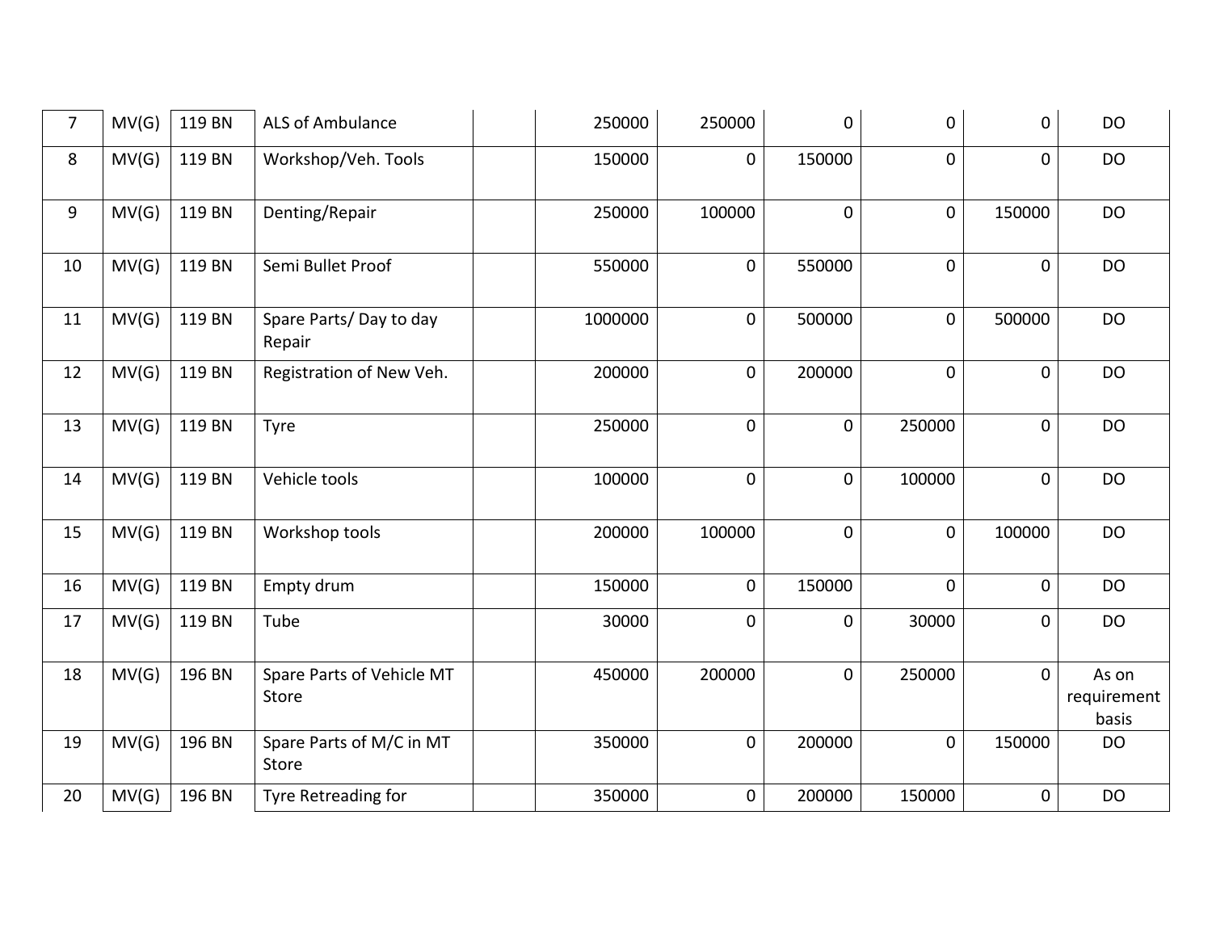| | | | | | | | | | | |
|---|---|---|---|---|---|---|---|---|---|---|
| 7 | MV(G) | 119 BN | ALS of Ambulance | | 250000 | 250000 | 0 | 0 | 0 | DO |
| 8 | MV(G) | 119 BN | Workshop/Veh. Tools | | 150000 | 0 | 150000 | 0 | 0 | DO |
| 9 | MV(G) | 119 BN | Denting/Repair | | 250000 | 100000 | 0 | 0 | 150000 | DO |
| 10 | MV(G) | 119 BN | Semi Bullet Proof | | 550000 | 0 | 550000 | 0 | 0 | DO |
| 11 | MV(G) | 119 BN | Spare Parts/ Day to day Repair | | 1000000 | 0 | 500000 | 0 | 500000 | DO |
| 12 | MV(G) | 119 BN | Registration of New Veh. | | 200000 | 0 | 200000 | 0 | 0 | DO |
| 13 | MV(G) | 119 BN | Tyre | | 250000 | 0 | 0 | 250000 | 0 | DO |
| 14 | MV(G) | 119 BN | Vehicle tools | | 100000 | 0 | 0 | 100000 | 0 | DO |
| 15 | MV(G) | 119 BN | Workshop tools | | 200000 | 100000 | 0 | 0 | 100000 | DO |
| 16 | MV(G) | 119 BN | Empty drum | | 150000 | 0 | 150000 | 0 | 0 | DO |
| 17 | MV(G) | 119 BN | Tube | | 30000 | 0 | 0 | 30000 | 0 | DO |
| 18 | MV(G) | 196 BN | Spare Parts of Vehicle MT Store | | 450000 | 200000 | 0 | 250000 | 0 | As on requirement basis |
| 19 | MV(G) | 196 BN | Spare Parts of M/C in MT Store | | 350000 | 0 | 200000 | 0 | 150000 | DO |
| 20 | MV(G) | 196 BN | Tyre Retreading for | | 350000 | 0 | 200000 | 150000 | 0 | DO |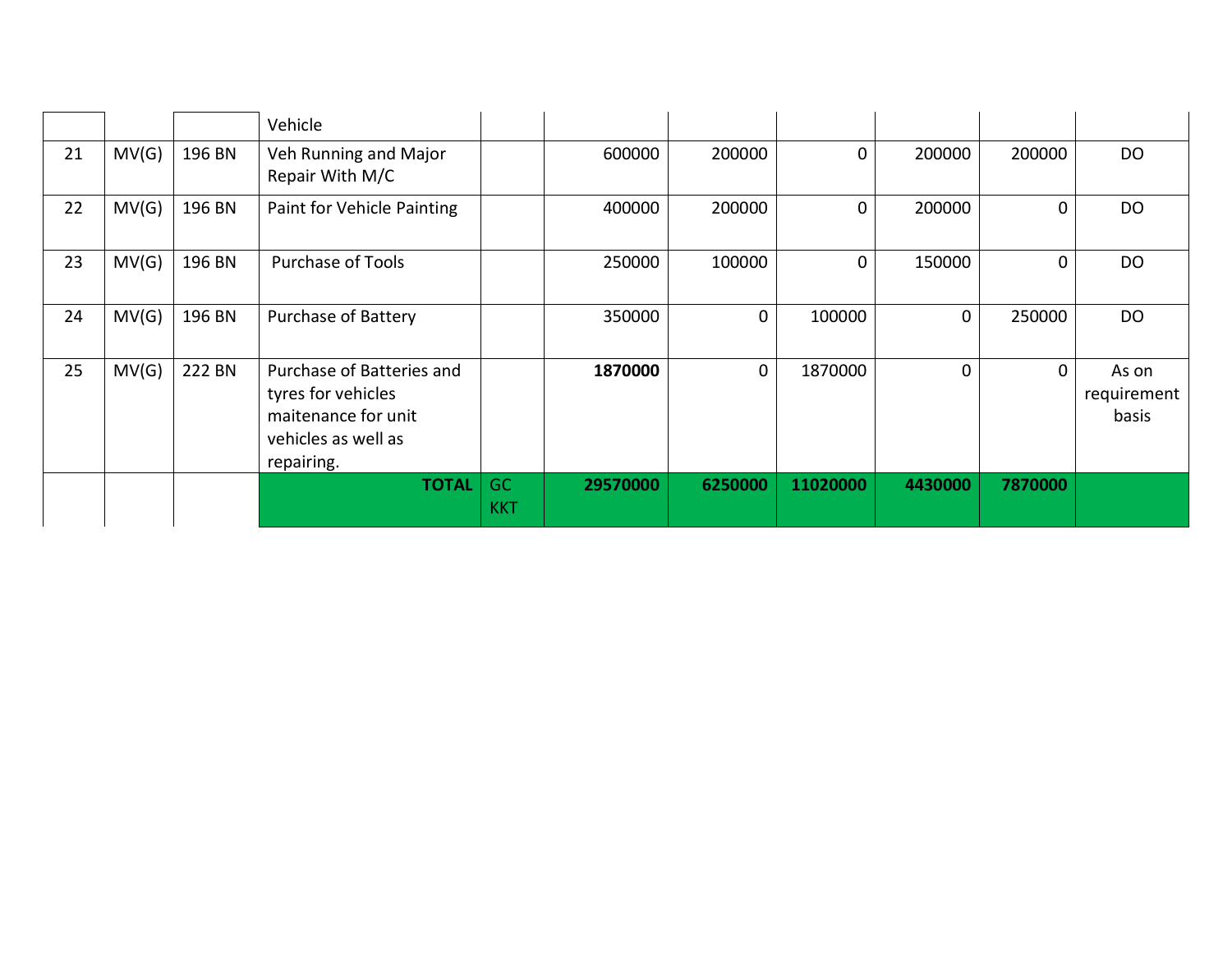| | | | | | | | | | | |
|---|---|---|---|---|---|---|---|---|---|---|
| | | | Vehicle | | | | | | | |
| 21 | MV(G) | 196 BN | Veh Running and Major Repair With M/C | | 600000 | 200000 | 0 | 200000 | 200000 | DO |
| 22 | MV(G) | 196 BN | Paint for Vehicle Painting | | 400000 | 200000 | 0 | 200000 | 0 | DO |
| 23 | MV(G) | 196 BN | Purchase of Tools | | 250000 | 100000 | 0 | 150000 | 0 | DO |
| 24 | MV(G) | 196 BN | Purchase of Battery | | 350000 | 0 | 100000 | 0 | 250000 | DO |
| 25 | MV(G) | 222 BN | Purchase of Batteries and tyres for vehicles maitenance for unit vehicles as well as repairing. | | **1870000** | 0 | 1870000 | 0 | 0 | As on requirement basis |
| | | | **TOTAL** | GC KKT | **29570000** | **6250000** | **11020000** | **4430000** | **7870000** | |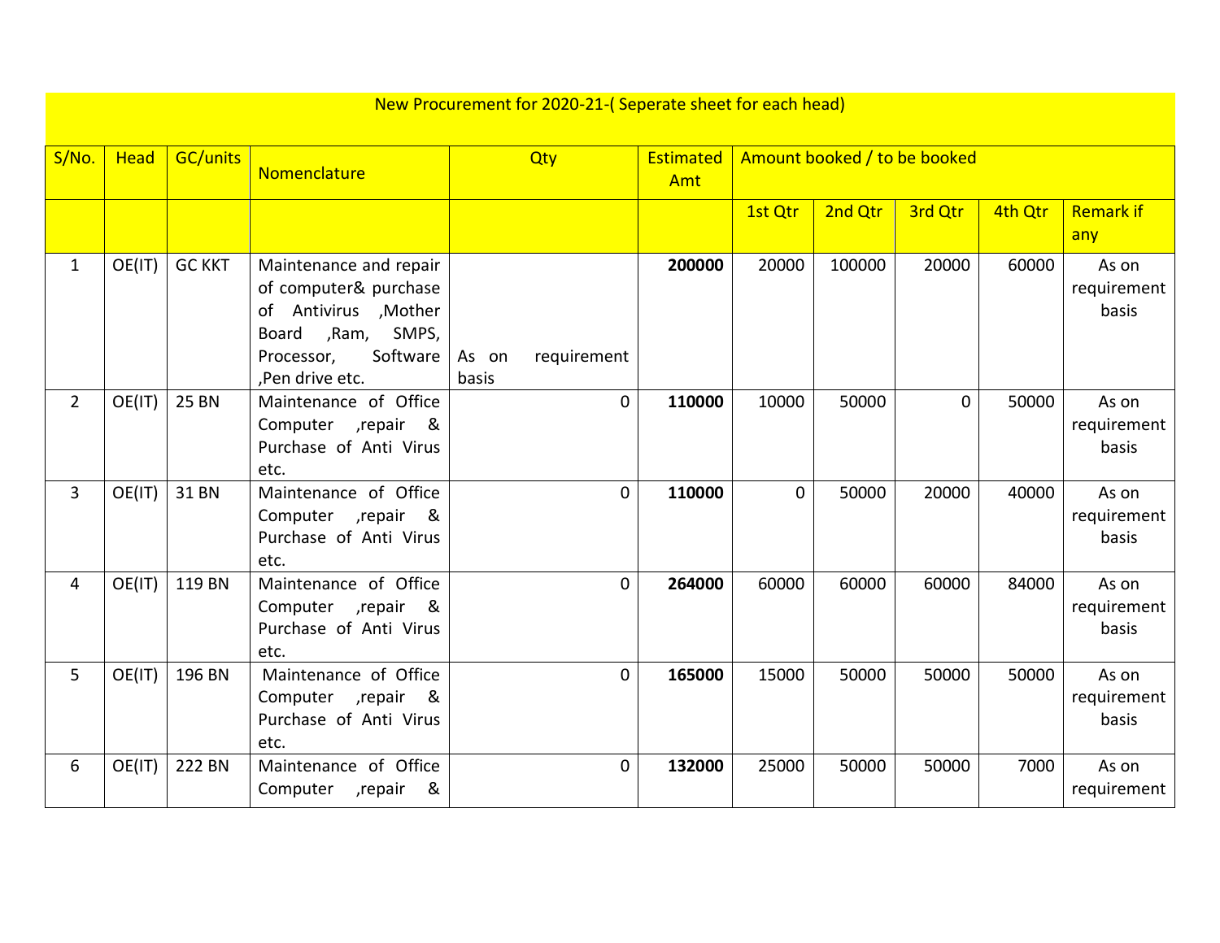| New Procurement for 2020-21-( Seperate sheet for each head) | | | | | | | | | | |
|---|---|---|---|---|---|---|---|---|---|---|
| S/No. | Head | GC/units | Nomenclature | Qty | Estimated Amt | Amount booked / to be booked | | | | |
| | | | | | | 1st Qtr | 2nd Qtr | 3rd Qtr | 4th Qtr | Remark if any |
| 1 | OE(IT) | GC KKT | Maintenance and repair of computer& purchase of Antivirus ,Mother Board ,Ram, SMPS, Processor, Software ,Pen drive etc. | As on requirement basis | **200000** | 20000 | 100000 | 20000 | 60000 | As on requirement basis |
| 2 | OE(IT) | 25 BN | Maintenance of Office Computer ,repair & Purchase of Anti Virus etc. | 0 | **110000** | 10000 | 50000 | 0 | 50000 | As on requirement basis |
| 3 | OE(IT) | 31 BN | Maintenance of Office Computer ,repair & Purchase of Anti Virus etc. | 0 | **110000** | 0 | 50000 | 20000 | 40000 | As on requirement basis |
| 4 | OE(IT) | 119 BN | Maintenance of Office Computer ,repair & Purchase of Anti Virus etc. | 0 | **264000** | 60000 | 60000 | 60000 | 84000 | As on requirement basis |
| 5 | OE(IT) | 196 BN | Maintenance of Office Computer ,repair & Purchase of Anti Virus etc. | 0 | **165000** | 15000 | 50000 | 50000 | 50000 | As on requirement basis |
| 6 | OE(IT) | 222 BN | Maintenance of Office Computer ,repair & | 0 | **132000** | 25000 | 50000 | 50000 | 7000 | As on requirement |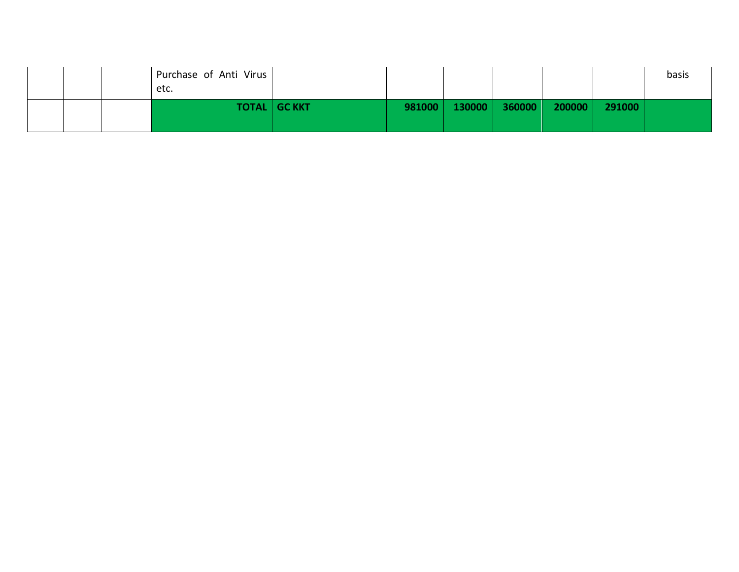| | | | | | | | | | | |
|---|---|---|---|---|---|---|---|---|---|---|
| | | | Purchase of Anti Virus etc. | | | | | | | basis |
| | | | **TOTAL** | **GC KKT** | **981000** | **130000** | **360000** | **200000** | **291000** | |